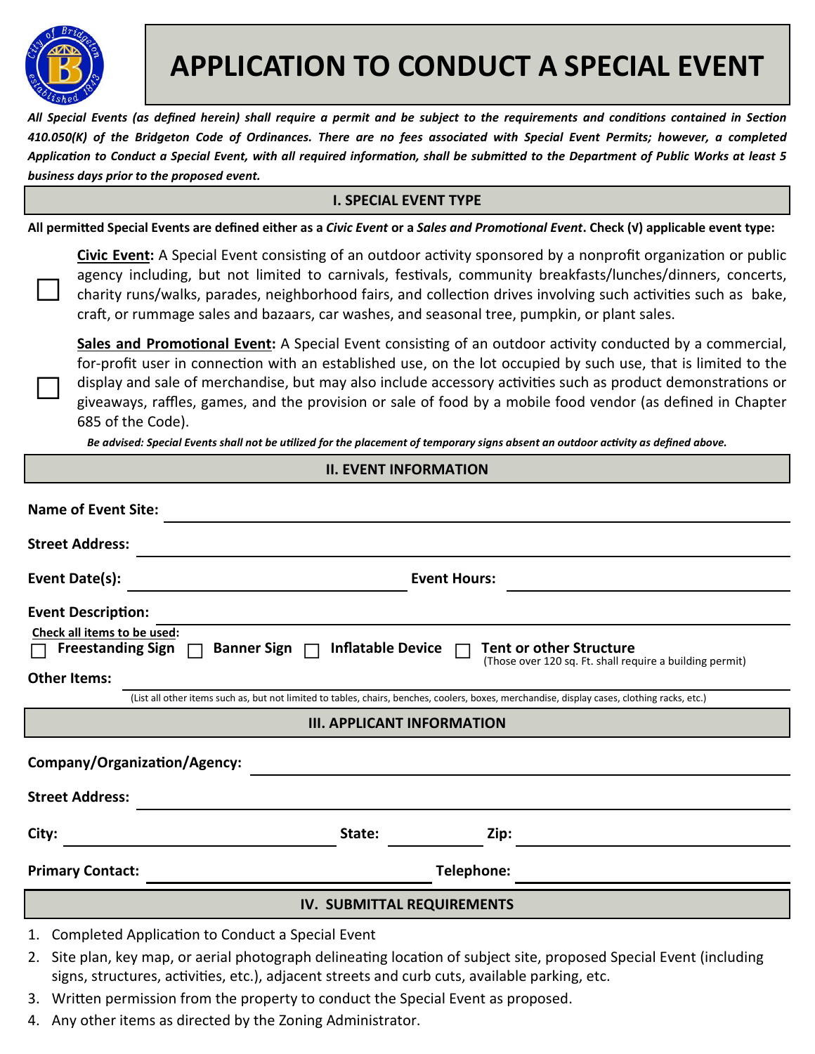# APPLICATION TO CONDUCT A SPECIAL EVENT

***All Special Events (as defined herein) shall require a permit and be subject to the requirements and conditions contained in Section 410.050(K) of the Bridgeton Code of Ordinances. There are no fees associated with Special Event Permits; however, a completed Application to Conduct a Special Event, with all required information, shall be submitted to the Department of Public Works at least 5 business days prior to the proposed event.***

## I. SPECIAL EVENT TYPE

**All permitted Special Events are defined either as a *Civic Event* or a *Sales and Promotional Event*. Check (√) applicable event type:**

☐ **Civic Event:** A Special Event consisting of an outdoor activity sponsored by a nonprofit organization or public agency including, but not limited to carnivals, festivals, community breakfasts/lunches/dinners, concerts, charity runs/walks, parades, neighborhood fairs, and collection drives involving such activities such as bake, craft, or rummage sales and bazaars, car washes, and seasonal tree, pumpkin, or plant sales.

☐ **Sales and Promotional Event:** A Special Event consisting of an outdoor activity conducted by a commercial, for-profit user in connection with an established use, on the lot occupied by such use, that is limited to the display and sale of merchandise, but may also include accessory activities such as product demonstrations or giveaways, raffles, games, and the provision or sale of food by a mobile food vendor (as defined in Chapter 685 of the Code).

***Be advised: Special Events shall not be utilized for the placement of temporary signs absent an outdoor activity as defined above.***

## II. EVENT INFORMATION

**Name of Event Site:** ______________________________

**Street Address:** ______________________________

**Event Date(s):** ____________________ **Event Hours:** ____________________

**Event Description:** ______________________________

**Check all items to be used:**

☐ **Freestanding Sign** ☐ **Banner Sign** ☐ **Inflatable Device** ☐ **Tent or other Structure** (Those over 120 sq. Ft. shall require a building permit)

**Other Items:** ______________________________

(List all other items such as, but not limited to tables, chairs, benches, coolers, boxes, merchandise, display cases, clothing racks, etc.)

## III. APPLICANT INFORMATION

**Company/Organization/Agency:** ______________________________

**Street Address:** ______________________________

**City:** ____________________ **State:** __________ **Zip:** __________

**Primary Contact:** ____________________ **Telephone:** ____________________

## IV. SUBMITTAL REQUIREMENTS

1. Completed Application to Conduct a Special Event
2. Site plan, key map, or aerial photograph delineating location of subject site, proposed Special Event (including signs, structures, activities, etc.), adjacent streets and curb cuts, available parking, etc.
3. Written permission from the property to conduct the Special Event as proposed.
4. Any other items as directed by the Zoning Administrator.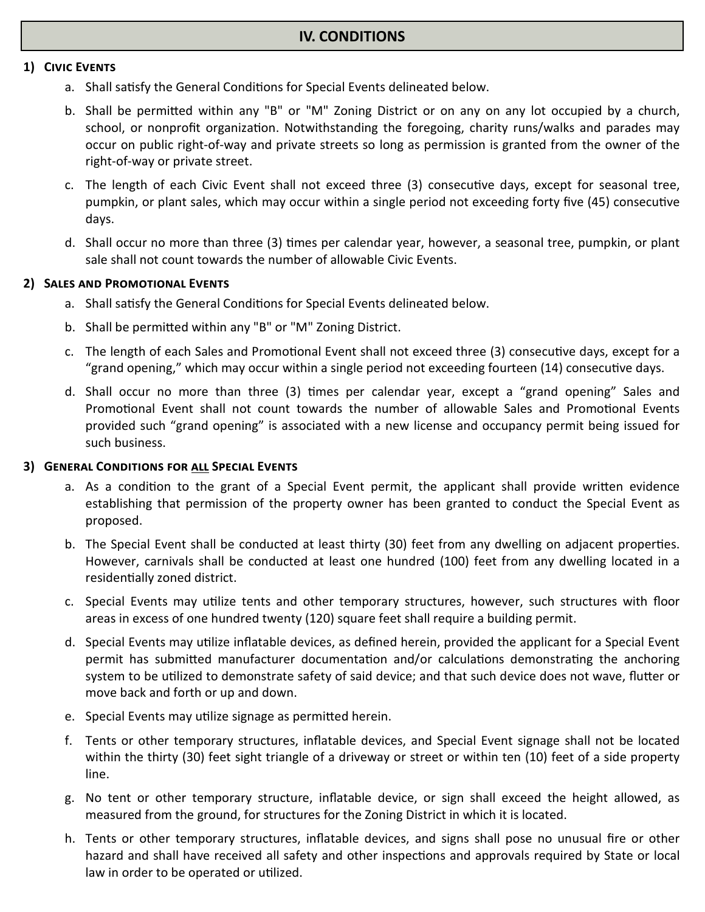## IV. CONDITIONS

### 1) Civic Events

a. Shall satisfy the General Conditions for Special Events delineated below.

b. Shall be permitted within any "B" or "M" Zoning District or on any on any lot occupied by a church, school, or nonprofit organization. Notwithstanding the foregoing, charity runs/walks and parades may occur on public right-of-way and private streets so long as permission is granted from the owner of the right-of-way or private street.

c. The length of each Civic Event shall not exceed three (3) consecutive days, except for seasonal tree, pumpkin, or plant sales, which may occur within a single period not exceeding forty five (45) consecutive days.

d. Shall occur no more than three (3) times per calendar year, however, a seasonal tree, pumpkin, or plant sale shall not count towards the number of allowable Civic Events.

### 2) Sales and Promotional Events

a. Shall satisfy the General Conditions for Special Events delineated below.

b. Shall be permitted within any "B" or "M" Zoning District.

c. The length of each Sales and Promotional Event shall not exceed three (3) consecutive days, except for a “grand opening,” which may occur within a single period not exceeding fourteen (14) consecutive days.

d. Shall occur no more than three (3) times per calendar year, except a “grand opening” Sales and Promotional Event shall not count towards the number of allowable Sales and Promotional Events provided such “grand opening” is associated with a new license and occupancy permit being issued for such business.

### 3) General Conditions for ALL Special Events

a. As a condition to the grant of a Special Event permit, the applicant shall provide written evidence establishing that permission of the property owner has been granted to conduct the Special Event as proposed.

b. The Special Event shall be conducted at least thirty (30) feet from any dwelling on adjacent properties. However, carnivals shall be conducted at least one hundred (100) feet from any dwelling located in a residentially zoned district.

c. Special Events may utilize tents and other temporary structures, however, such structures with floor areas in excess of one hundred twenty (120) square feet shall require a building permit.

d. Special Events may utilize inflatable devices, as defined herein, provided the applicant for a Special Event permit has submitted manufacturer documentation and/or calculations demonstrating the anchoring system to be utilized to demonstrate safety of said device; and that such device does not wave, flutter or move back and forth or up and down.

e. Special Events may utilize signage as permitted herein.

f. Tents or other temporary structures, inflatable devices, and Special Event signage shall not be located within the thirty (30) feet sight triangle of a driveway or street or within ten (10) feet of a side property line.

g. No tent or other temporary structure, inflatable device, or sign shall exceed the height allowed, as measured from the ground, for structures for the Zoning District in which it is located.

h. Tents or other temporary structures, inflatable devices, and signs shall pose no unusual fire or other hazard and shall have received all safety and other inspections and approvals required by State or local law in order to be operated or utilized.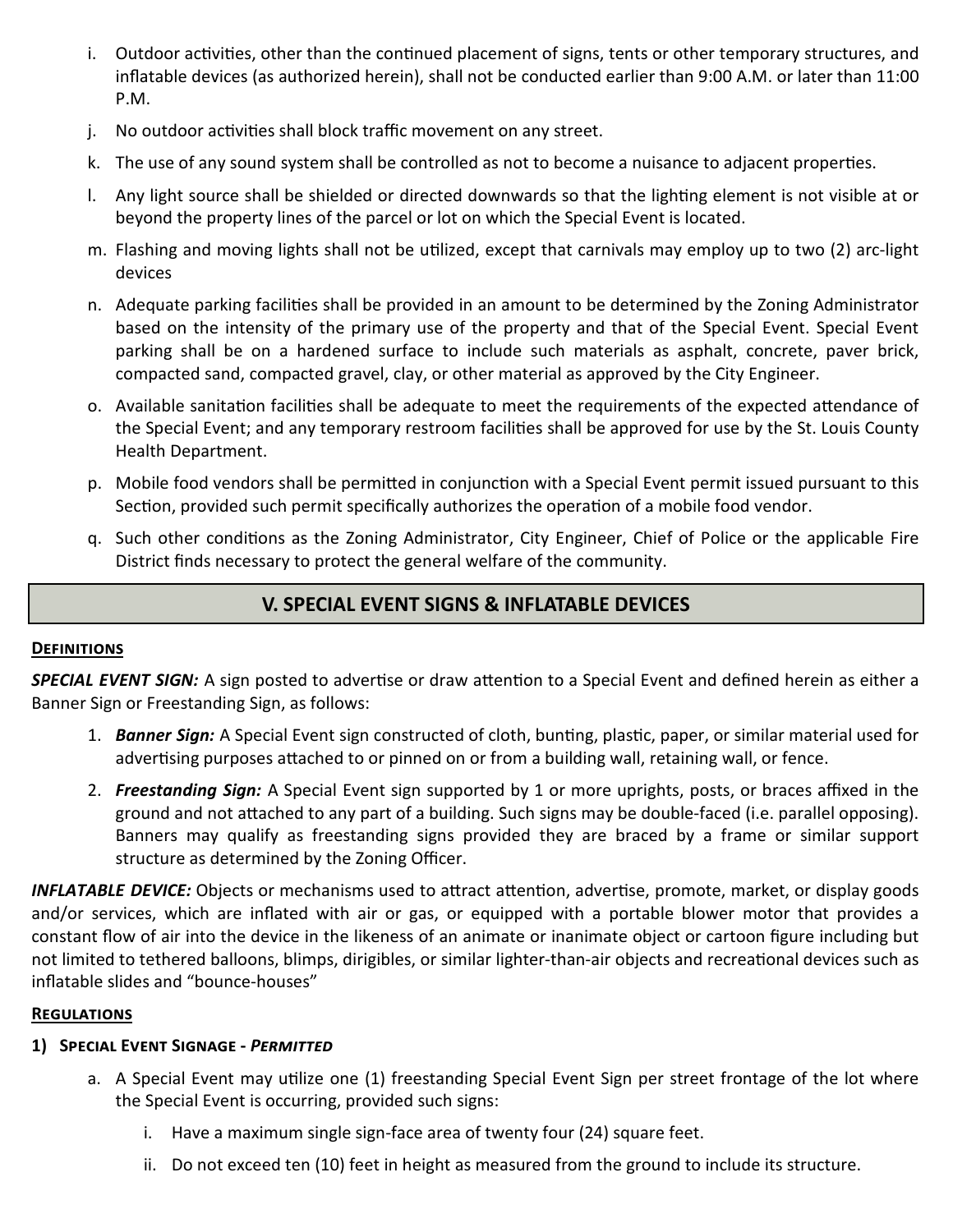i. Outdoor activities, other than the continued placement of signs, tents or other temporary structures, and inflatable devices (as authorized herein), shall not be conducted earlier than 9:00 A.M. or later than 11:00 P.M.

j. No outdoor activities shall block traffic movement on any street.

k. The use of any sound system shall be controlled as not to become a nuisance to adjacent properties.

l. Any light source shall be shielded or directed downwards so that the lighting element is not visible at or beyond the property lines of the parcel or lot on which the Special Event is located.

m. Flashing and moving lights shall not be utilized, except that carnivals may employ up to two (2) arc-light devices

n. Adequate parking facilities shall be provided in an amount to be determined by the Zoning Administrator based on the intensity of the primary use of the property and that of the Special Event. Special Event parking shall be on a hardened surface to include such materials as asphalt, concrete, paver brick, compacted sand, compacted gravel, clay, or other material as approved by the City Engineer.

o. Available sanitation facilities shall be adequate to meet the requirements of the expected attendance of the Special Event; and any temporary restroom facilities shall be approved for use by the St. Louis County Health Department.

p. Mobile food vendors shall be permitted in conjunction with a Special Event permit issued pursuant to this Section, provided such permit specifically authorizes the operation of a mobile food vendor.

q. Such other conditions as the Zoning Administrator, City Engineer, Chief of Police or the applicable Fire District finds necessary to protect the general welfare of the community.

## V. SPECIAL EVENT SIGNS & INFLATABLE DEVICES

### Definitions

***SPECIAL EVENT SIGN:*** A sign posted to advertise or draw attention to a Special Event and defined herein as either a Banner Sign or Freestanding Sign, as follows:

1. ***Banner Sign:*** A Special Event sign constructed of cloth, bunting, plastic, paper, or similar material used for advertising purposes attached to or pinned on or from a building wall, retaining wall, or fence.
2. ***Freestanding Sign:*** A Special Event sign supported by 1 or more uprights, posts, or braces affixed in the ground and not attached to any part of a building. Such signs may be double-faced (i.e. parallel opposing). Banners may qualify as freestanding signs provided they are braced by a frame or similar support structure as determined by the Zoning Officer.

***INFLATABLE DEVICE:*** Objects or mechanisms used to attract attention, advertise, promote, market, or display goods and/or services, which are inflated with air or gas, or equipped with a portable blower motor that provides a constant flow of air into the device in the likeness of an animate or inanimate object or cartoon figure including but not limited to tethered balloons, blimps, dirigibles, or similar lighter-than-air objects and recreational devices such as inflatable slides and "bounce-houses"

### Regulations

#### 1) Special Event Signage - *Permitted*

a. A Special Event may utilize one (1) freestanding Special Event Sign per street frontage of the lot where the Special Event is occurring, provided such signs:

   i. Have a maximum single sign-face area of twenty four (24) square feet.

   ii. Do not exceed ten (10) feet in height as measured from the ground to include its structure.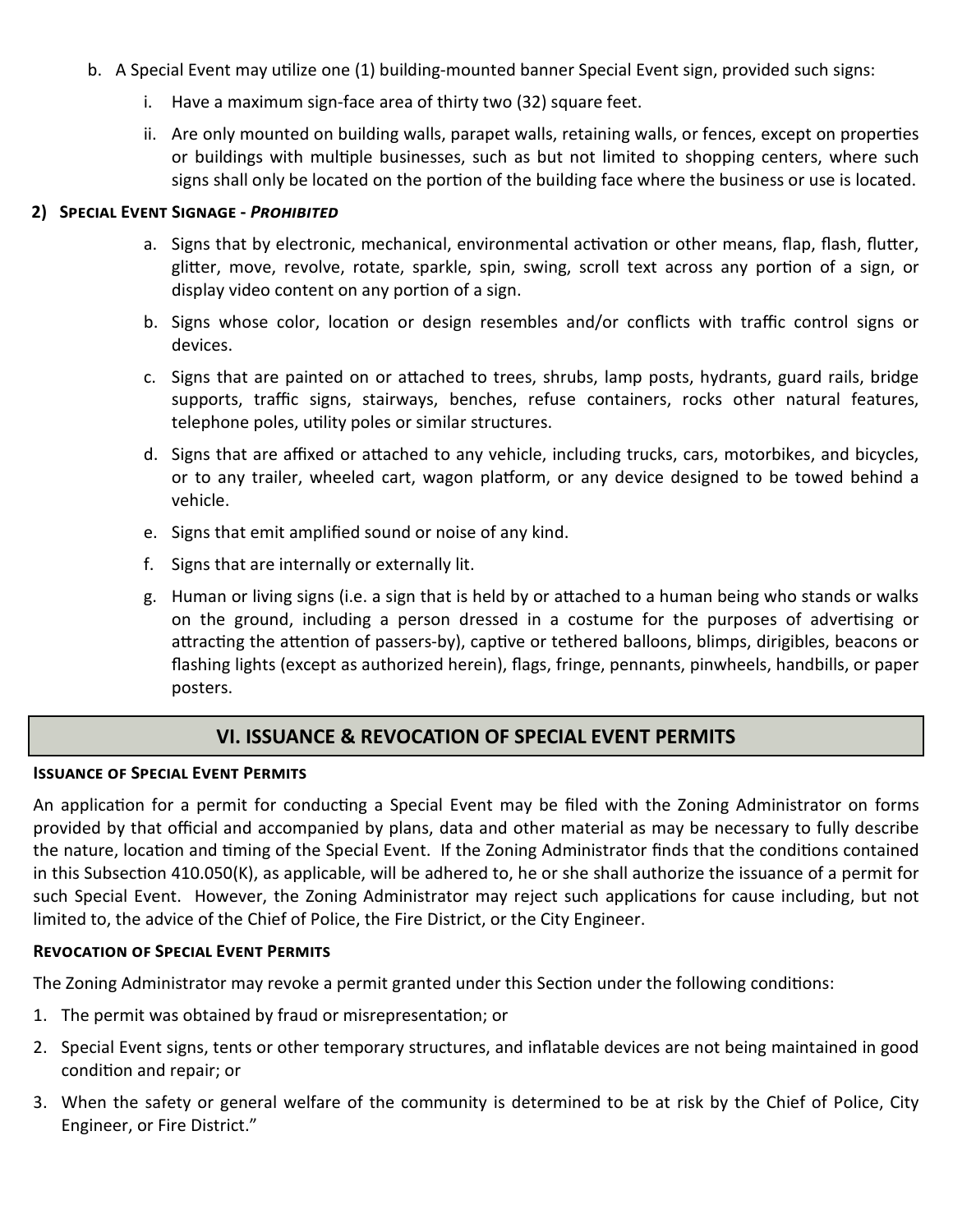b. A Special Event may utilize one (1) building-mounted banner Special Event sign, provided such signs:

   i. Have a maximum sign-face area of thirty two (32) square feet.

   ii. Are only mounted on building walls, parapet walls, retaining walls, or fences, except on properties or buildings with multiple businesses, such as but not limited to shopping centers, where such signs shall only be located on the portion of the building face where the business or use is located.

**2) Special Event Signage - *Prohibited***

a. Signs that by electronic, mechanical, environmental activation or other means, flap, flash, flutter, glitter, move, revolve, rotate, sparkle, spin, swing, scroll text across any portion of a sign, or display video content on any portion of a sign.

b. Signs whose color, location or design resembles and/or conflicts with traffic control signs or devices.

c. Signs that are painted on or attached to trees, shrubs, lamp posts, hydrants, guard rails, bridge supports, traffic signs, stairways, benches, refuse containers, rocks other natural features, telephone poles, utility poles or similar structures.

d. Signs that are affixed or attached to any vehicle, including trucks, cars, motorbikes, and bicycles, or to any trailer, wheeled cart, wagon platform, or any device designed to be towed behind a vehicle.

e. Signs that emit amplified sound or noise of any kind.

f. Signs that are internally or externally lit.

g. Human or living signs (i.e. a sign that is held by or attached to a human being who stands or walks on the ground, including a person dressed in a costume for the purposes of advertising or attracting the attention of passers-by), captive or tethered balloons, blimps, dirigibles, beacons or flashing lights (except as authorized herein), flags, fringe, pennants, pinwheels, handbills, or paper posters.

## VI. ISSUANCE & REVOCATION OF SPECIAL EVENT PERMITS

**Issuance of Special Event Permits**

An application for a permit for conducting a Special Event may be filed with the Zoning Administrator on forms provided by that official and accompanied by plans, data and other material as may be necessary to fully describe the nature, location and timing of the Special Event. If the Zoning Administrator finds that the conditions contained in this Subsection 410.050(K), as applicable, will be adhered to, he or she shall authorize the issuance of a permit for such Special Event. However, the Zoning Administrator may reject such applications for cause including, but not limited to, the advice of the Chief of Police, the Fire District, or the City Engineer.

**Revocation of Special Event Permits**

The Zoning Administrator may revoke a permit granted under this Section under the following conditions:

1. The permit was obtained by fraud or misrepresentation; or
2. Special Event signs, tents or other temporary structures, and inflatable devices are not being maintained in good condition and repair; or
3. When the safety or general welfare of the community is determined to be at risk by the Chief of Police, City Engineer, or Fire District."